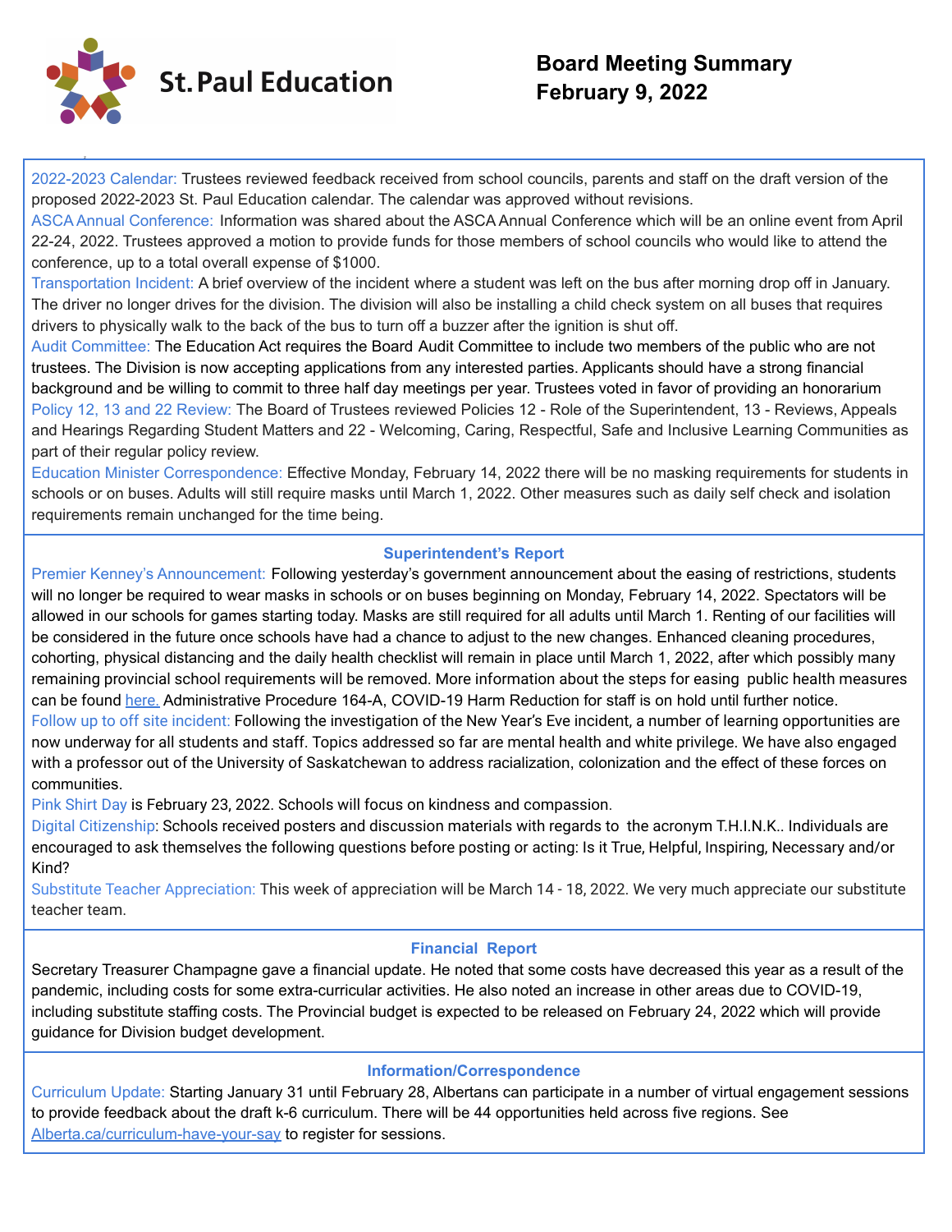St. Paul Education

# Board Meeting Summary
## February 9, 2022

2022-2023 Calendar: Trustees reviewed feedback received from school councils, parents and staff on the draft version of the proposed 2022-2023 St. Paul Education calendar. The calendar was approved without revisions.

ASCA Annual Conference: Information was shared about the ASCA Annual Conference which will be an online event from April 22-24, 2022. Trustees approved a motion to provide funds for those members of school councils who would like to attend the conference, up to a total overall expense of $1000.

Transportation Incident: A brief overview of the incident where a student was left on the bus after morning drop off in January. The driver no longer drives for the division. The division will also be installing a child check system on all buses that requires drivers to physically walk to the back of the bus to turn off a buzzer after the ignition is shut off.

Audit Committee: The Education Act requires the Board Audit Committee to include two members of the public who are not trustees. The Division is now accepting applications from any interested parties. Applicants should have a strong financial background and be willing to commit to three half day meetings per year. Trustees voted in favor of providing an honorarium

Policy 12, 13 and 22 Review: The Board of Trustees reviewed Policies 12 - Role of the Superintendent, 13 - Reviews, Appeals and Hearings Regarding Student Matters and 22 - Welcoming, Caring, Respectful, Safe and Inclusive Learning Communities as part of their regular policy review.

Education Minister Correspondence: Effective Monday, February 14, 2022 there will be no masking requirements for students in schools or on buses. Adults will still require masks until March 1, 2022. Other measures such as daily self check and isolation requirements remain unchanged for the time being.

### Superintendent's Report

Premier Kenney's Announcement: Following yesterday's government announcement about the easing of restrictions, students will no longer be required to wear masks in schools or on buses beginning on Monday, February 14, 2022. Spectators will be allowed in our schools for games starting today. Masks are still required for all adults until March 1. Renting of our facilities will be considered in the future once schools have had a chance to adjust to the new changes. Enhanced cleaning procedures, cohorting, physical distancing and the daily health checklist will remain in place until March 1, 2022, after which possibly many remaining provincial school requirements will be removed. More information about the steps for easing public health measures can be found here. Administrative Procedure 164-A, COVID-19 Harm Reduction for staff is on hold until further notice.

Follow up to off site incident: Following the investigation of the New Year's Eve incident, a number of learning opportunities are now underway for all students and staff. Topics addressed so far are mental health and white privilege. We have also engaged with a professor out of the University of Saskatchewan to address racialization, colonization and the effect of these forces on communities.

Pink Shirt Day is February 23, 2022. Schools will focus on kindness and compassion.

Digital Citizenship: Schools received posters and discussion materials with regards to the acronym T.H.I.N.K.. Individuals are encouraged to ask themselves the following questions before posting or acting: Is it True, Helpful, Inspiring, Necessary and/or Kind?

Substitute Teacher Appreciation: This week of appreciation will be March 14 - 18, 2022. We very much appreciate our substitute teacher team.

### Financial Report

Secretary Treasurer Champagne gave a financial update. He noted that some costs have decreased this year as a result of the pandemic, including costs for some extra-curricular activities. He also noted an increase in other areas due to COVID-19, including substitute staffing costs. The Provincial budget is expected to be released on February 24, 2022 which will provide guidance for Division budget development.

### Information/Correspondence

Curriculum Update: Starting January 31 until February 28, Albertans can participate in a number of virtual engagement sessions to provide feedback about the draft k-6 curriculum. There will be 44 opportunities held across five regions. See Alberta.ca/curriculum-have-your-say to register for sessions.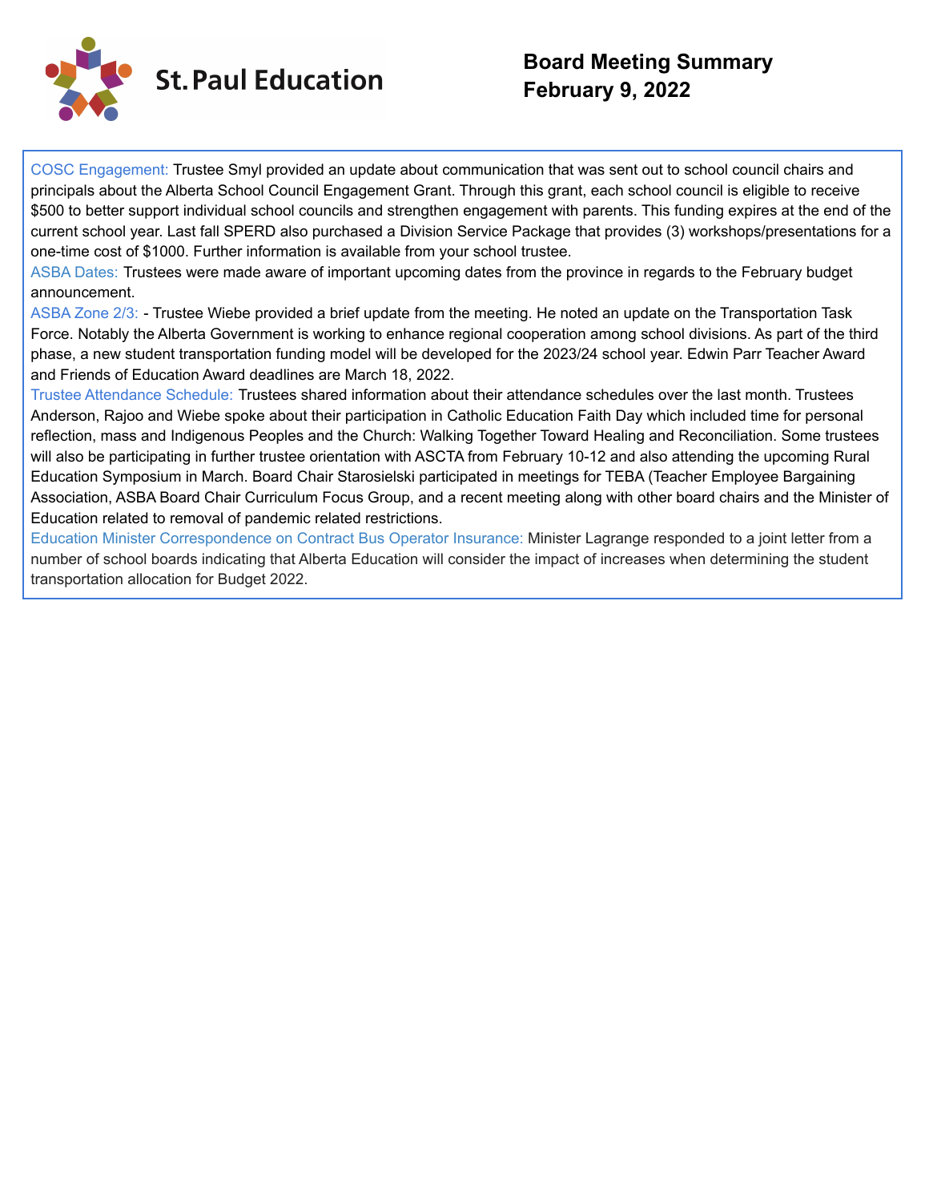St. Paul Education

**Board Meeting Summary**
**February 9, 2022**

COSC Engagement: Trustee Smyl provided an update about communication that was sent out to school council chairs and principals about the Alberta School Council Engagement Grant. Through this grant, each school council is eligible to receive $500 to better support individual school councils and strengthen engagement with parents. This funding expires at the end of the current school year. Last fall SPERD also purchased a Division Service Package that provides (3) workshops/presentations for a one-time cost of $1000. Further information is available from your school trustee.

ASBA Dates: Trustees were made aware of important upcoming dates from the province in regards to the February budget announcement.

ASBA Zone 2/3: - Trustee Wiebe provided a brief update from the meeting. He noted an update on the Transportation Task Force. Notably the Alberta Government is working to enhance regional cooperation among school divisions. As part of the third phase, a new student transportation funding model will be developed for the 2023/24 school year. Edwin Parr Teacher Award and Friends of Education Award deadlines are March 18, 2022.

Trustee Attendance Schedule: Trustees shared information about their attendance schedules over the last month. Trustees Anderson, Rajoo and Wiebe spoke about their participation in Catholic Education Faith Day which included time for personal reflection, mass and Indigenous Peoples and the Church: Walking Together Toward Healing and Reconciliation. Some trustees will also be participating in further trustee orientation with ASCTA from February 10-12 and also attending the upcoming Rural Education Symposium in March. Board Chair Starosielski participated in meetings for TEBA (Teacher Employee Bargaining Association, ASBA Board Chair Curriculum Focus Group, and a recent meeting along with other board chairs and the Minister of Education related to removal of pandemic related restrictions.

Education Minister Correspondence on Contract Bus Operator Insurance: Minister Lagrange responded to a joint letter from a number of school boards indicating that Alberta Education will consider the impact of increases when determining the student transportation allocation for Budget 2022.